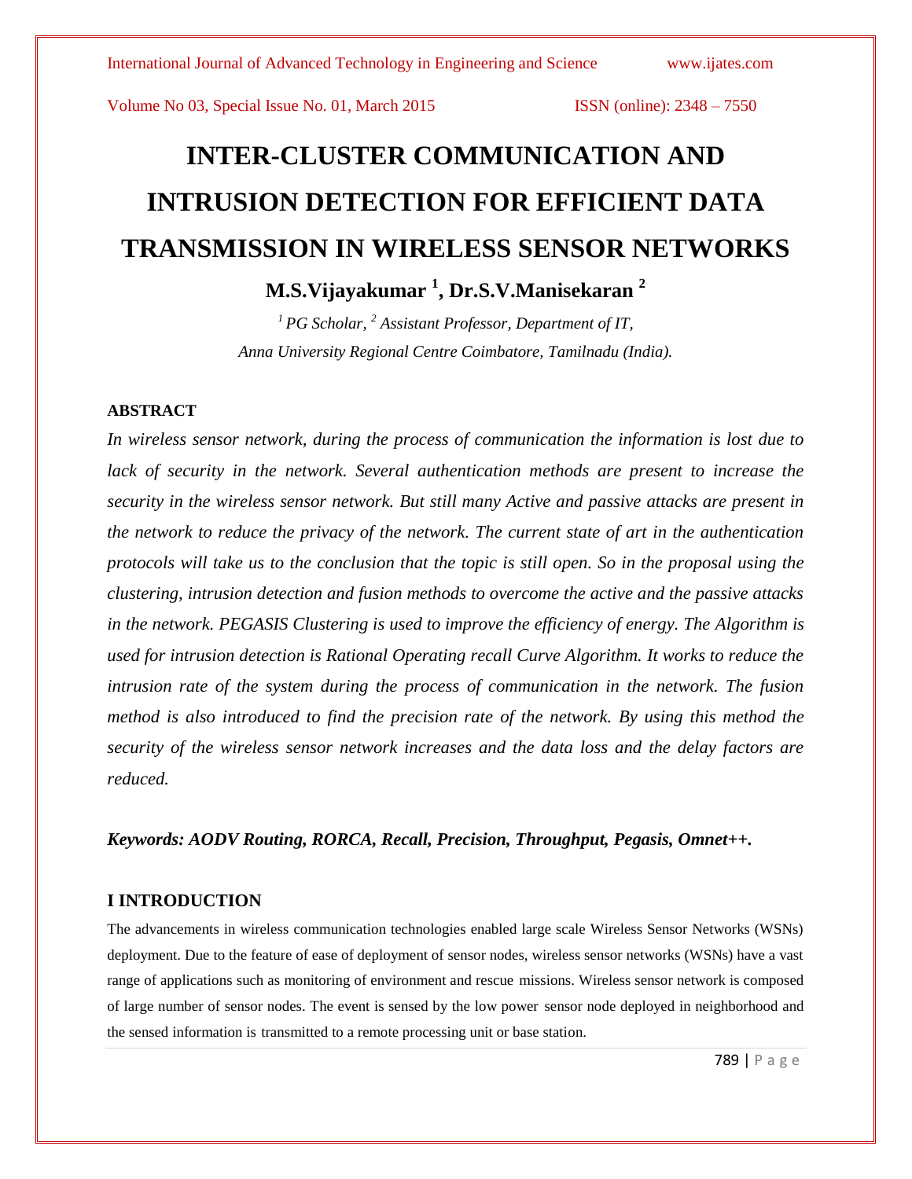# INTER-CLUSTER COMMUNICATION AND INTRUSION DETECTION FOR EFFICIENT DATA TRANSMISSION IN WIRELESS SENSOR NETWORKS

**M.S.Vijayakumar [1], Dr.S.V.Manisekaran [2]**

*[1] PG Scholar, [2] Assistant Professor, Department of IT,*
*Anna University Regional Centre Coimbatore, Tamilnadu (India).*

## ABSTRACT

*In wireless sensor network, during the process of communication the information is lost due to lack of security in the network. Several authentication methods are present to increase the security in the wireless sensor network. But still many Active and passive attacks are present in the network to reduce the privacy of the network. The current state of art in the authentication protocols will take us to the conclusion that the topic is still open. So in the proposal using the clustering, intrusion detection and fusion methods to overcome the active and the passive attacks in the network. PEGASIS Clustering is used to improve the efficiency of energy. The Algorithm is used for intrusion detection is Rational Operating recall Curve Algorithm. It works to reduce the intrusion rate of the system during the process of communication in the network. The fusion method is also introduced to find the precision rate of the network. By using this method the security of the wireless sensor network increases and the data loss and the delay factors are reduced.*

***Keywords: AODV Routing, RORCA, Recall, Precision, Throughput, Pegasis, Omnet++.***

## I INTRODUCTION

The advancements in wireless communication technologies enabled large scale Wireless Sensor Networks (WSNs) deployment. Due to the feature of ease of deployment of sensor nodes, wireless sensor networks (WSNs) have a vast range of applications such as monitoring of environment and rescue missions. Wireless sensor network is composed of large number of sensor nodes. The event is sensed by the low power sensor node deployed in neighborhood and the sensed information is transmitted to a remote processing unit or base station.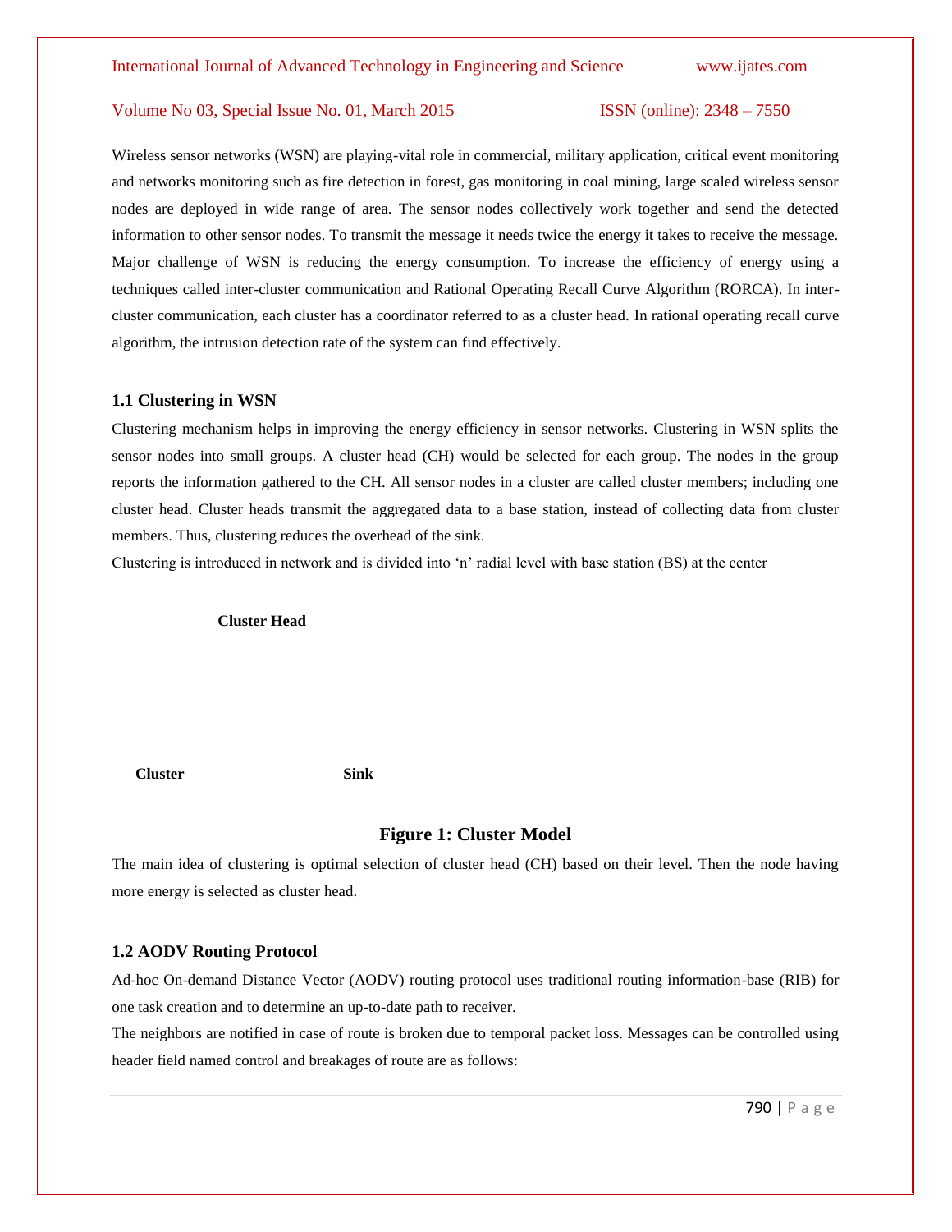Wireless sensor networks (WSN) are playing-vital role in commercial, military application, critical event monitoring and networks monitoring such as fire detection in forest, gas monitoring in coal mining, large scaled wireless sensor nodes are deployed in wide range of area. The sensor nodes collectively work together and send the detected information to other sensor nodes. To transmit the message it needs twice the energy it takes to receive the message. Major challenge of WSN is reducing the energy consumption. To increase the efficiency of energy using a techniques called inter-cluster communication and Rational Operating Recall Curve Algorithm (RORCA). In inter-cluster communication, each cluster has a coordinator referred to as a cluster head. In rational operating recall curve algorithm, the intrusion detection rate of the system can find effectively.

### 1.1 Clustering in WSN

Clustering mechanism helps in improving the energy efficiency in sensor networks. Clustering in WSN splits the sensor nodes into small groups. A cluster head (CH) would be selected for each group. The nodes in the group reports the information gathered to the CH. All sensor nodes in a cluster are called cluster members; including one cluster head. Cluster heads transmit the aggregated data to a base station, instead of collecting data from cluster members. Thus, clustering reduces the overhead of the sink.

Clustering is introduced in network and is divided into 'n' radial level with base station (BS) at the center

**Cluster Head**

**Cluster** **Sink**

**Figure 1: Cluster Model**

The main idea of clustering is optimal selection of cluster head (CH) based on their level. Then the node having more energy is selected as cluster head.

### 1.2 AODV Routing Protocol

Ad-hoc On-demand Distance Vector (AODV) routing protocol uses traditional routing information-base (RIB) for one task creation and to determine an up-to-date path to receiver.

The neighbors are notified in case of route is broken due to temporal packet loss. Messages can be controlled using header field named control and breakages of route are as follows: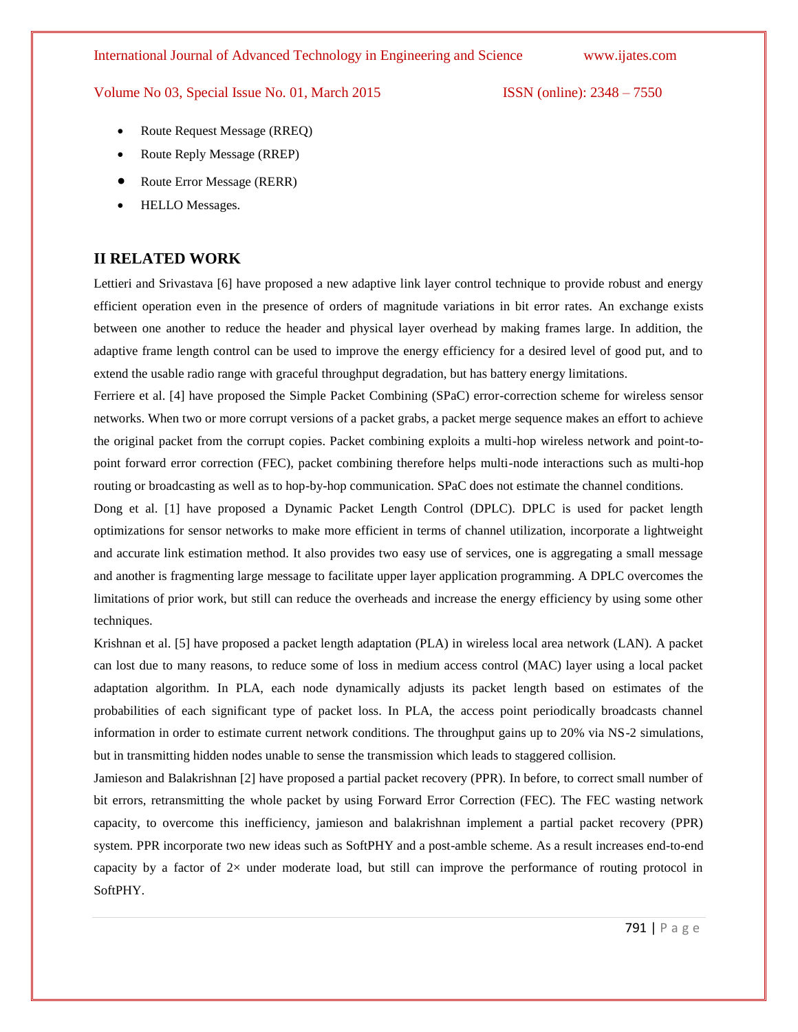- Route Request Message (RREQ)
- Route Reply Message (RREP)
- Route Error Message (RERR)
- HELLO Messages.

## II RELATED WORK

Lettieri and Srivastava [6] have proposed a new adaptive link layer control technique to provide robust and energy efficient operation even in the presence of orders of magnitude variations in bit error rates. An exchange exists between one another to reduce the header and physical layer overhead by making frames large. In addition, the adaptive frame length control can be used to improve the energy efficiency for a desired level of good put, and to extend the usable radio range with graceful throughput degradation, but has battery energy limitations.

Ferriere et al. [4] have proposed the Simple Packet Combining (SPaC) error-correction scheme for wireless sensor networks. When two or more corrupt versions of a packet grabs, a packet merge sequence makes an effort to achieve the original packet from the corrupt copies. Packet combining exploits a multi-hop wireless network and point-to-point forward error correction (FEC), packet combining therefore helps multi-node interactions such as multi-hop routing or broadcasting as well as to hop-by-hop communication. SPaC does not estimate the channel conditions.

Dong et al. [1] have proposed a Dynamic Packet Length Control (DPLC). DPLC is used for packet length optimizations for sensor networks to make more efficient in terms of channel utilization, incorporate a lightweight and accurate link estimation method. It also provides two easy use of services, one is aggregating a small message and another is fragmenting large message to facilitate upper layer application programming. A DPLC overcomes the limitations of prior work, but still can reduce the overheads and increase the energy efficiency by using some other techniques.

Krishnan et al. [5] have proposed a packet length adaptation (PLA) in wireless local area network (LAN). A packet can lost due to many reasons, to reduce some of loss in medium access control (MAC) layer using a local packet adaptation algorithm. In PLA, each node dynamically adjusts its packet length based on estimates of the probabilities of each significant type of packet loss. In PLA, the access point periodically broadcasts channel information in order to estimate current network conditions. The throughput gains up to 20% via NS-2 simulations, but in transmitting hidden nodes unable to sense the transmission which leads to staggered collision.

Jamieson and Balakrishnan [2] have proposed a partial packet recovery (PPR). In before, to correct small number of bit errors, retransmitting the whole packet by using Forward Error Correction (FEC). The FEC wasting network capacity, to overcome this inefficiency, jamieson and balakrishnan implement a partial packet recovery (PPR) system. PPR incorporate two new ideas such as SoftPHY and a post-amble scheme. As a result increases end-to-end capacity by a factor of 2× under moderate load, but still can improve the performance of routing protocol in SoftPHY.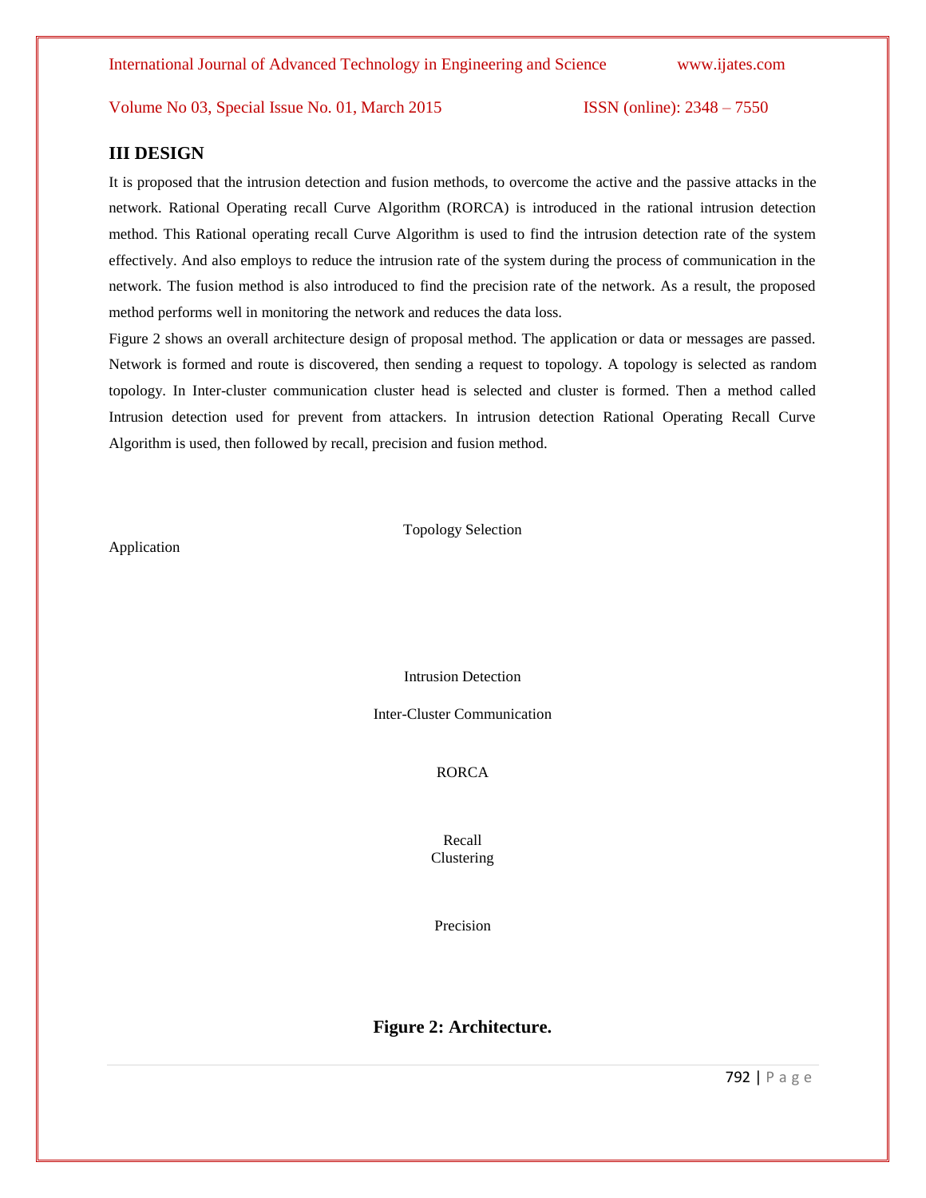## III DESIGN

It is proposed that the intrusion detection and fusion methods, to overcome the active and the passive attacks in the network. Rational Operating recall Curve Algorithm (RORCA) is introduced in the rational intrusion detection method. This Rational operating recall Curve Algorithm is used to find the intrusion detection rate of the system effectively. And also employs to reduce the intrusion rate of the system during the process of communication in the network. The fusion method is also introduced to find the precision rate of the network. As a result, the proposed method performs well in monitoring the network and reduces the data loss.

Figure 2 shows an overall architecture design of proposal method. The application or data or messages are passed. Network is formed and route is discovered, then sending a request to topology. A topology is selected as random topology. In Inter-cluster communication cluster head is selected and cluster is formed. Then a method called Intrusion detection used for prevent from attackers. In intrusion detection Rational Operating Recall Curve Algorithm is used, then followed by recall, precision and fusion method.

Topology Selection

Application

Intrusion Detection

Inter-Cluster Communication

RORCA

Recall

Clustering

Precision

**Figure 2: Architecture.**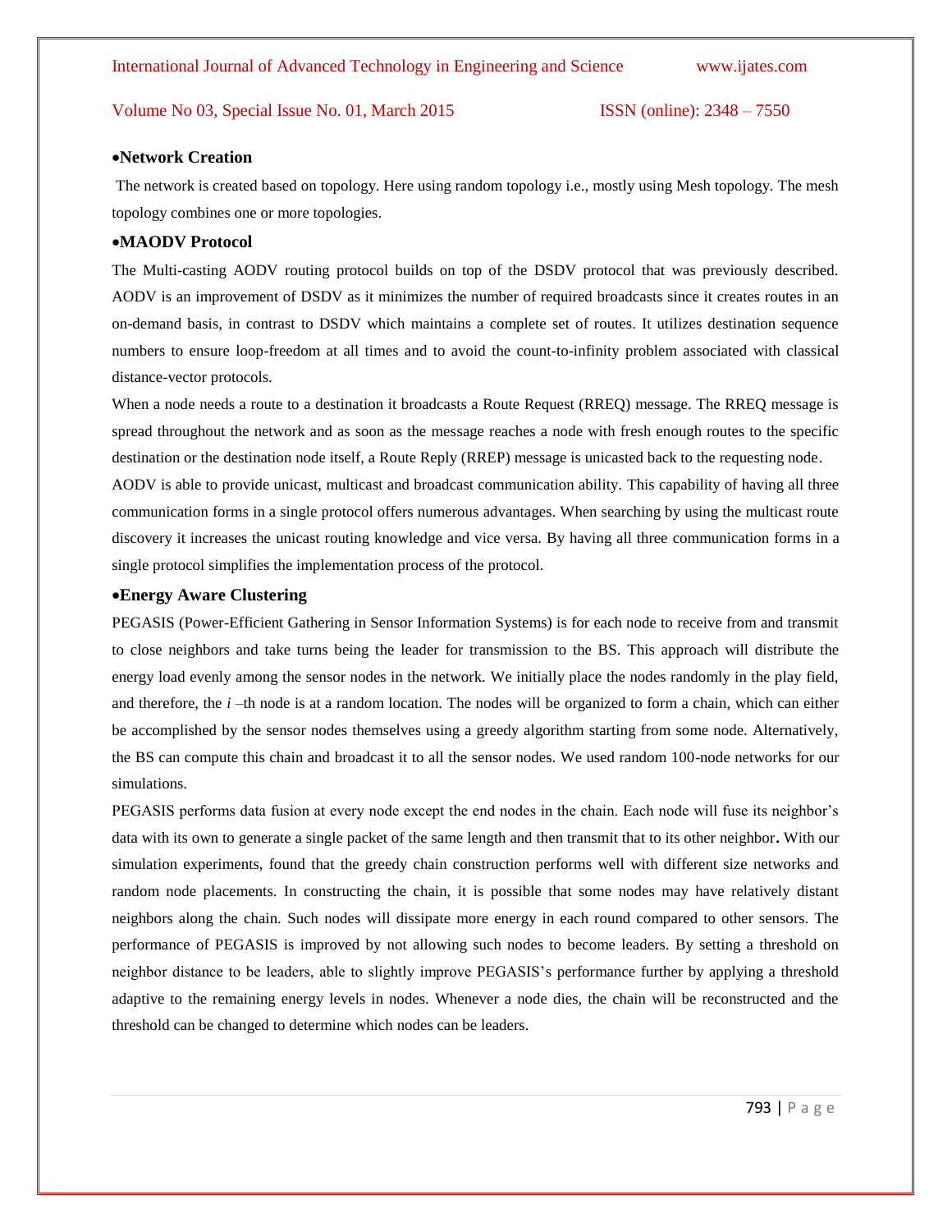- **Network Creation**

The network is created based on topology. Here using random topology i.e., mostly using Mesh topology. The mesh topology combines one or more topologies.

- **MAODV Protocol**

The Multi-casting AODV routing protocol builds on top of the DSDV protocol that was previously described. AODV is an improvement of DSDV as it minimizes the number of required broadcasts since it creates routes in an on-demand basis, in contrast to DSDV which maintains a complete set of routes. It utilizes destination sequence numbers to ensure loop-freedom at all times and to avoid the count-to-infinity problem associated with classical distance-vector protocols.

When a node needs a route to a destination it broadcasts a Route Request (RREQ) message. The RREQ message is spread throughout the network and as soon as the message reaches a node with fresh enough routes to the specific destination or the destination node itself, a Route Reply (RREP) message is unicasted back to the requesting node.

AODV is able to provide unicast, multicast and broadcast communication ability. This capability of having all three communication forms in a single protocol offers numerous advantages. When searching by using the multicast route discovery it increases the unicast routing knowledge and vice versa. By having all three communication forms in a single protocol simplifies the implementation process of the protocol.

- **Energy Aware Clustering**

PEGASIS (Power-Efficient Gathering in Sensor Information Systems) is for each node to receive from and transmit to close neighbors and take turns being the leader for transmission to the BS. This approach will distribute the energy load evenly among the sensor nodes in the network. We initially place the nodes randomly in the play field, and therefore, the *i* –th node is at a random location. The nodes will be organized to form a chain, which can either be accomplished by the sensor nodes themselves using a greedy algorithm starting from some node. Alternatively, the BS can compute this chain and broadcast it to all the sensor nodes. We used random 100-node networks for our simulations.

PEGASIS performs data fusion at every node except the end nodes in the chain. Each node will fuse its neighbor's data with its own to generate a single packet of the same length and then transmit that to its other neighbor. With our simulation experiments, found that the greedy chain construction performs well with different size networks and random node placements. In constructing the chain, it is possible that some nodes may have relatively distant neighbors along the chain. Such nodes will dissipate more energy in each round compared to other sensors. The performance of PEGASIS is improved by not allowing such nodes to become leaders. By setting a threshold on neighbor distance to be leaders, able to slightly improve PEGASIS's performance further by applying a threshold adaptive to the remaining energy levels in nodes. Whenever a node dies, the chain will be reconstructed and the threshold can be changed to determine which nodes can be leaders.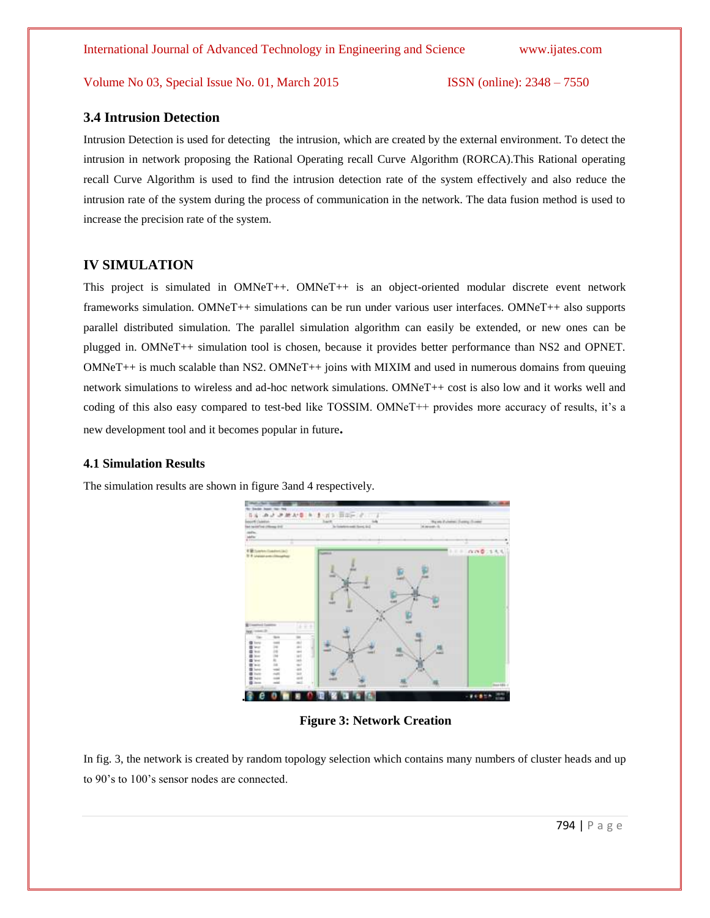### 3.4 Intrusion Detection

Intrusion Detection is used for detecting the intrusion, which are created by the external environment. To detect the intrusion in network proposing the Rational Operating recall Curve Algorithm (RORCA).This Rational operating recall Curve Algorithm is used to find the intrusion detection rate of the system effectively and also reduce the intrusion rate of the system during the process of communication in the network. The data fusion method is used to increase the precision rate of the system.

## IV SIMULATION

This project is simulated in OMNeT++. OMNeT++ is an object-oriented modular discrete event network frameworks simulation. OMNeT++ simulations can be run under various user interfaces. OMNeT++ also supports parallel distributed simulation. The parallel simulation algorithm can easily be extended, or new ones can be plugged in. OMNeT++ simulation tool is chosen, because it provides better performance than NS2 and OPNET. OMNeT++ is much scalable than NS2. OMNeT++ joins with MIXIM and used in numerous domains from queuing network simulations to wireless and ad-hoc network simulations. OMNeT++ cost is also low and it works well and coding of this also easy compared to test-bed like TOSSIM. OMNeT++ provides more accuracy of results, it's a new development tool and it becomes popular in future.

### 4.1 Simulation Results

The simulation results are shown in figure 3and 4 respectively.

**Figure 3: Network Creation**

In fig. 3, the network is created by random topology selection which contains many numbers of cluster heads and up to 90's to 100's sensor nodes are connected.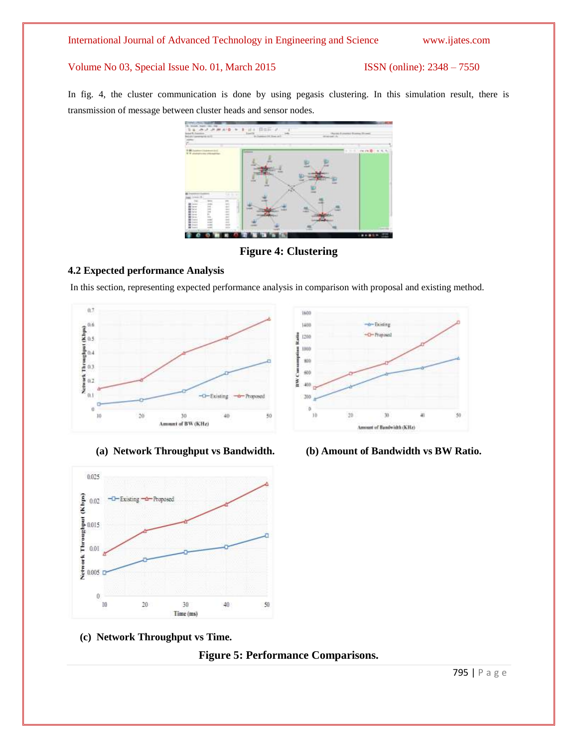In fig. 4, the cluster communication is done by using pegasis clustering. In this simulation result, there is transmission of message between cluster heads and sensor nodes.

**Figure 4: Clustering**

### 4.2 Expected performance Analysis

In this section, representing expected performance analysis in comparison with proposal and existing method.

**(a) Network Throughput vs Bandwidth.**

**(b) Amount of Bandwidth vs BW Ratio.**

**(c) Network Throughput vs Time.**

**Figure 5: Performance Comparisons.**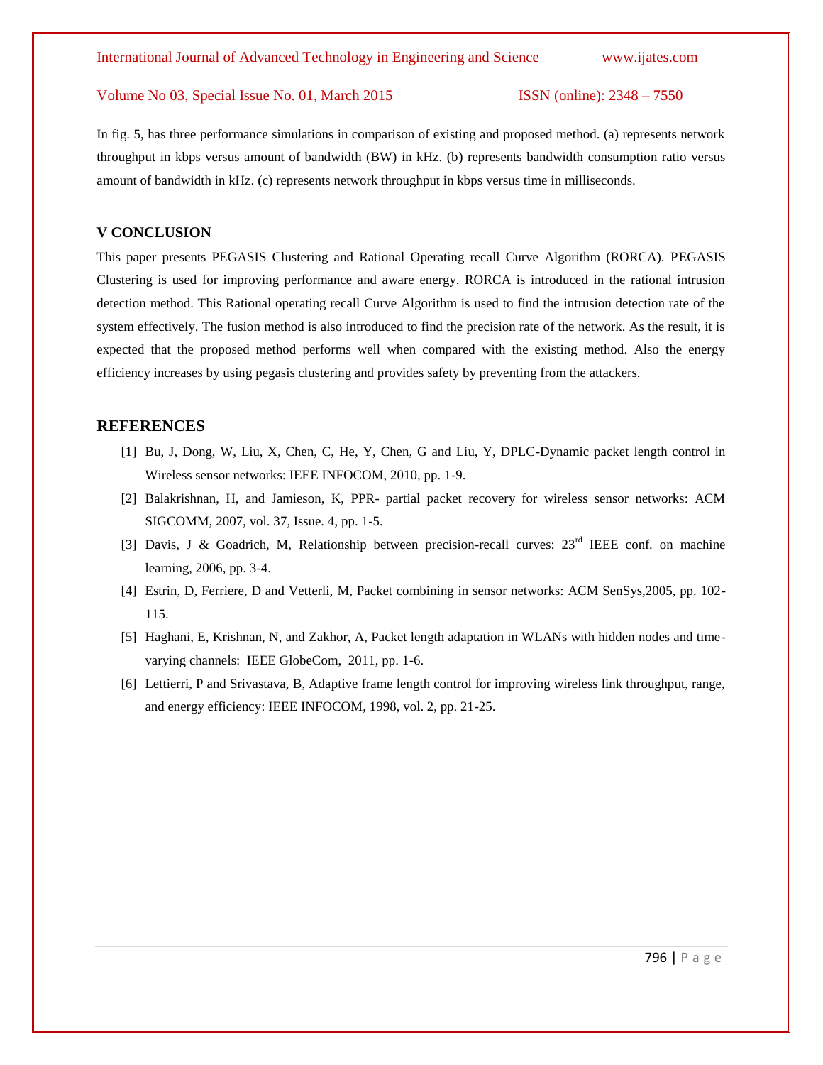In fig. 5, has three performance simulations in comparison of existing and proposed method. (a) represents network throughput in kbps versus amount of bandwidth (BW) in kHz. (b) represents bandwidth consumption ratio versus amount of bandwidth in kHz. (c) represents network throughput in kbps versus time in milliseconds.

## V CONCLUSION

This paper presents PEGASIS Clustering and Rational Operating recall Curve Algorithm (RORCA). PEGASIS Clustering is used for improving performance and aware energy. RORCA is introduced in the rational intrusion detection method. This Rational operating recall Curve Algorithm is used to find the intrusion detection rate of the system effectively. The fusion method is also introduced to find the precision rate of the network. As the result, it is expected that the proposed method performs well when compared with the existing method. Also the energy efficiency increases by using pegasis clustering and provides safety by preventing from the attackers.

## REFERENCES

[1] Bu, J, Dong, W, Liu, X, Chen, C, He, Y, Chen, G and Liu, Y, DPLC-Dynamic packet length control in Wireless sensor networks: IEEE INFOCOM, 2010, pp. 1-9.

[2] Balakrishnan, H, and Jamieson, K, PPR- partial packet recovery for wireless sensor networks: ACM SIGCOMM, 2007, vol. 37, Issue. 4, pp. 1-5.

[3] Davis, J & Goadrich, M, Relationship between precision-recall curves: 23rd IEEE conf. on machine learning, 2006, pp. 3-4.

[4] Estrin, D, Ferriere, D and Vetterli, M, Packet combining in sensor networks: ACM SenSys,2005, pp. 102-115.

[5] Haghani, E, Krishnan, N, and Zakhor, A, Packet length adaptation in WLANs with hidden nodes and time-varying channels: IEEE GlobeCom, 2011, pp. 1-6.

[6] Lettierri, P and Srivastava, B, Adaptive frame length control for improving wireless link throughput, range, and energy efficiency: IEEE INFOCOM, 1998, vol. 2, pp. 21-25.